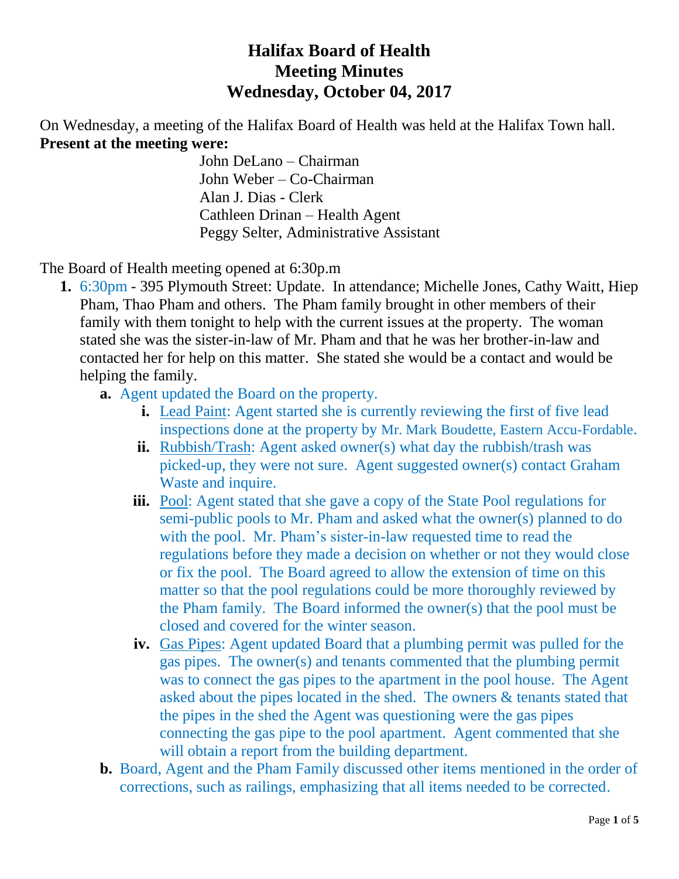# Halifax Board of Health
# Meeting Minutes
# Wednesday, October 04, 2017

On Wednesday, a meeting of the Halifax Board of Health was held at the Halifax Town hall.
**Present at the meeting were:**

John DeLano – Chairman
John Weber – Co-Chairman
Alan J. Dias - Clerk
Cathleen Drinan – Health Agent
Peggy Selter, Administrative Assistant

The Board of Health meeting opened at 6:30p.m

1. 6:30pm - 395 Plymouth Street: Update. In attendance; Michelle Jones, Cathy Waitt, Hiep Pham, Thao Pham and others. The Pham family brought in other members of their family with them tonight to help with the current issues at the property. The woman stated she was the sister-in-law of Mr. Pham and that he was her brother-in-law and contacted her for help on this matter. She stated she would be a contact and would be helping the family.
   a. Agent updated the Board on the property.
      i. Lead Paint: Agent started she is currently reviewing the first of five lead inspections done at the property by Mr. Mark Boudette, Eastern Accu-Fordable.
      ii. Rubbish/Trash: Agent asked owner(s) what day the rubbish/trash was picked-up, they were not sure. Agent suggested owner(s) contact Graham Waste and inquire.
      iii. Pool: Agent stated that she gave a copy of the State Pool regulations for semi-public pools to Mr. Pham and asked what the owner(s) planned to do with the pool. Mr. Pham's sister-in-law requested time to read the regulations before they made a decision on whether or not they would close or fix the pool. The Board agreed to allow the extension of time on this matter so that the pool regulations could be more thoroughly reviewed by the Pham family. The Board informed the owner(s) that the pool must be closed and covered for the winter season.
      iv. Gas Pipes: Agent updated Board that a plumbing permit was pulled for the gas pipes. The owner(s) and tenants commented that the plumbing permit was to connect the gas pipes to the apartment in the pool house. The Agent asked about the pipes located in the shed. The owners & tenants stated that the pipes in the shed the Agent was questioning were the gas pipes connecting the gas pipe to the pool apartment. Agent commented that she will obtain a report from the building department.
   b. Board, Agent and the Pham Family discussed other items mentioned in the order of corrections, such as railings, emphasizing that all items needed to be corrected.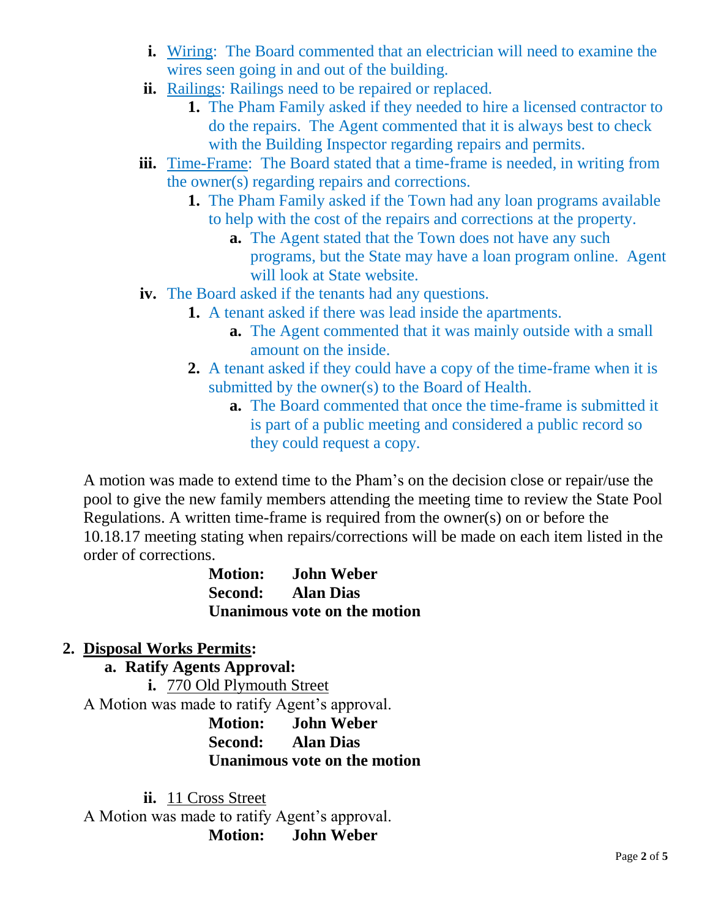i. Wiring: The Board commented that an electrician will need to examine the wires seen going in and out of the building.

ii. Railings: Railings need to be repaired or replaced.

   1. The Pham Family asked if they needed to hire a licensed contractor to do the repairs. The Agent commented that it is always best to check with the Building Inspector regarding repairs and permits.

iii. Time-Frame: The Board stated that a time-frame is needed, in writing from the owner(s) regarding repairs and corrections.

   1. The Pham Family asked if the Town had any loan programs available to help with the cost of the repairs and corrections at the property.

      a. The Agent stated that the Town does not have any such programs, but the State may have a loan program online. Agent will look at State website.

iv. The Board asked if the tenants had any questions.

   1. A tenant asked if there was lead inside the apartments.

      a. The Agent commented that it was mainly outside with a small amount on the inside.

   2. A tenant asked if they could have a copy of the time-frame when it is submitted by the owner(s) to the Board of Health.

      a. The Board commented that once the time-frame is submitted it is part of a public meeting and considered a public record so they could request a copy.

A motion was made to extend time to the Pham's on the decision close or repair/use the pool to give the new family members attending the meeting time to review the State Pool Regulations. A written time-frame is required from the owner(s) on or before the 10.18.17 meeting stating when repairs/corrections will be made on each item listed in the order of corrections.

**Motion: John Weber**
**Second: Alan Dias**
**Unanimous vote on the motion**

2. **Disposal Works Permits:**

   a. **Ratify Agents Approval:**

      i. 770 Old Plymouth Street

A Motion was made to ratify Agent's approval.

**Motion: John Weber**
**Second: Alan Dias**
**Unanimous vote on the motion**

      ii. 11 Cross Street

A Motion was made to ratify Agent's approval.

**Motion: John Weber**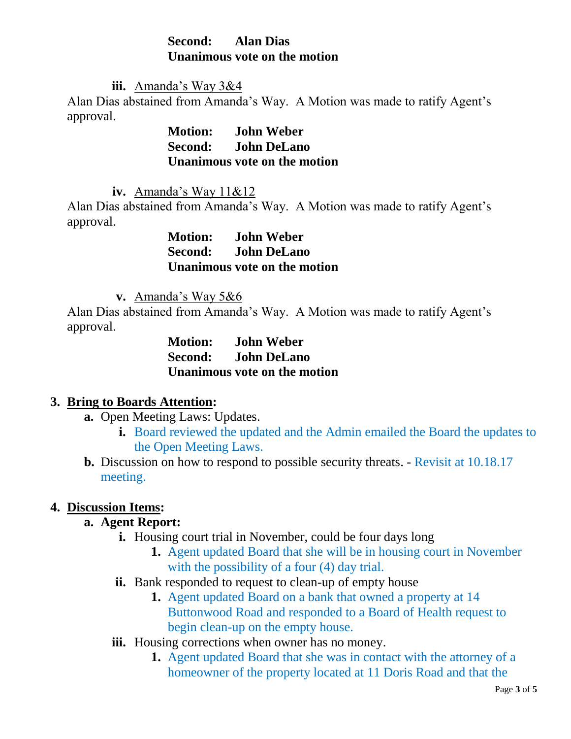**Second: Alan Dias**
**Unanimous vote on the motion**

iii. Amanda's Way 3&4

Alan Dias abstained from Amanda's Way. A Motion was made to ratify Agent's approval.

**Motion: John Weber**
**Second: John DeLano**
**Unanimous vote on the motion**

iv. Amanda's Way 11&12

Alan Dias abstained from Amanda's Way. A Motion was made to ratify Agent's approval.

**Motion: John Weber**
**Second: John DeLano**
**Unanimous vote on the motion**

v. Amanda's Way 5&6

Alan Dias abstained from Amanda's Way. A Motion was made to ratify Agent's approval.

**Motion: John Weber**
**Second: John DeLano**
**Unanimous vote on the motion**

## 3. Bring to Boards Attention:

- **a.** Open Meeting Laws: Updates.
  - **i.** Board reviewed the updated and the Admin emailed the Board the updates to the Open Meeting Laws.
- **b.** Discussion on how to respond to possible security threats. - Revisit at 10.18.17 meeting.

## 4. Discussion Items:

- **a. Agent Report:**
  - **i.** Housing court trial in November, could be four days long
    1. Agent updated Board that she will be in housing court in November with the possibility of a four (4) day trial.
  - **ii.** Bank responded to request to clean-up of empty house
    1. Agent updated Board on a bank that owned a property at 14 Buttonwood Road and responded to a Board of Health request to begin clean-up on the empty house.
  - **iii.** Housing corrections when owner has no money.
    1. Agent updated Board that she was in contact with the attorney of a homeowner of the property located at 11 Doris Road and that the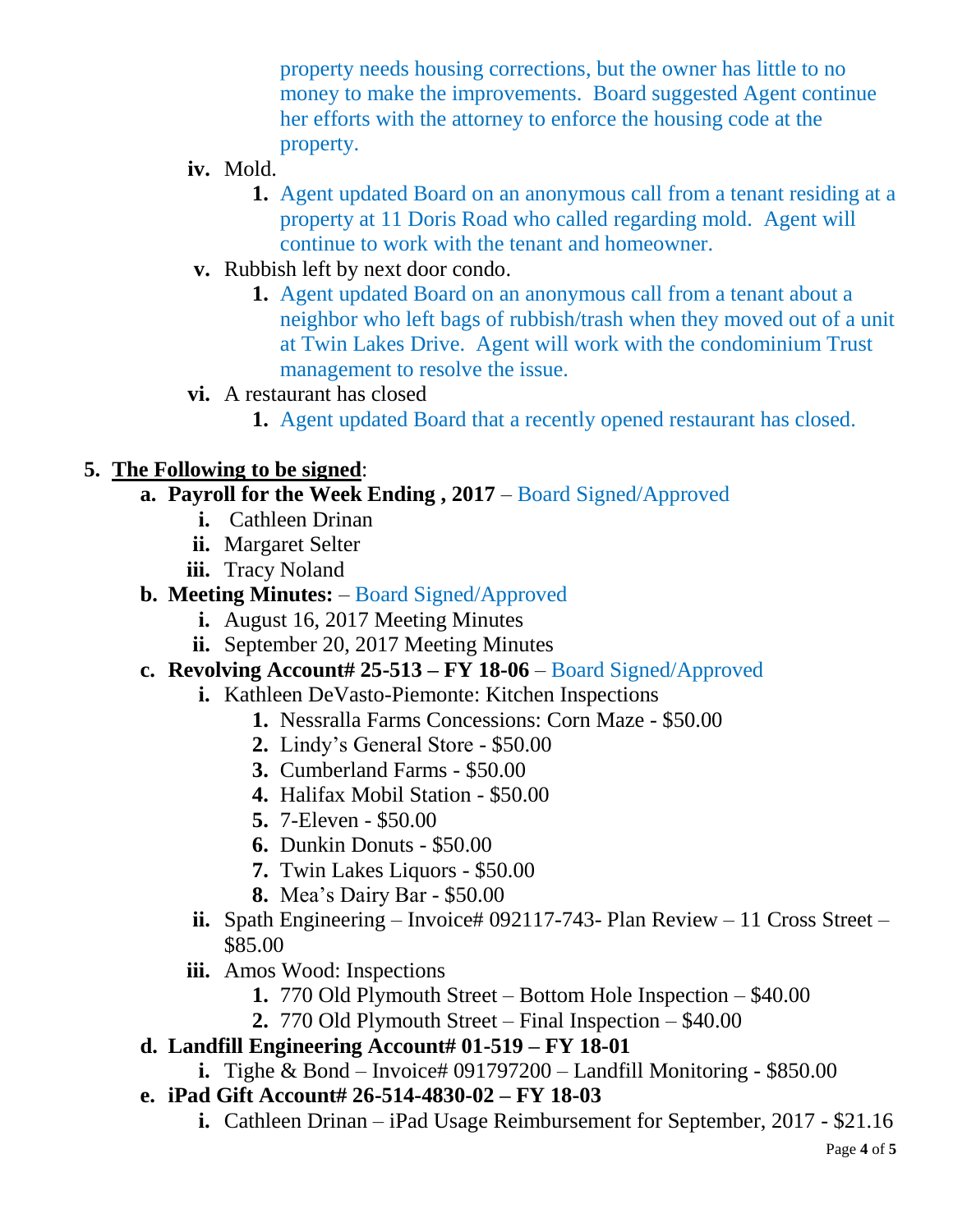property needs housing corrections, but the owner has little to no money to make the improvements. Board suggested Agent continue her efforts with the attorney to enforce the housing code at the property.

- iv. Mold.
    1. Agent updated Board on an anonymous call from a tenant residing at a property at 11 Doris Road who called regarding mold. Agent will continue to work with the tenant and homeowner.
- v. Rubbish left by next door condo.
    1. Agent updated Board on an anonymous call from a tenant about a neighbor who left bags of rubbish/trash when they moved out of a unit at Twin Lakes Drive. Agent will work with the condominium Trust management to resolve the issue.
- vi. A restaurant has closed
    1. Agent updated Board that a recently opened restaurant has closed.

5. **The Following to be signed**:
    - a. **Payroll for the Week Ending , 2017** – Board Signed/Approved
        - i. Cathleen Drinan
        - ii. Margaret Selter
        - iii. Tracy Noland
    - b. **Meeting Minutes:** – Board Signed/Approved
        - i. August 16, 2017 Meeting Minutes
        - ii. September 20, 2017 Meeting Minutes
    - c. **Revolving Account# 25-513 – FY 18-06** – Board Signed/Approved
        - i. Kathleen DeVasto-Piemonte: Kitchen Inspections
            1. Nessralla Farms Concessions: Corn Maze - $50.00
            2. Lindy's General Store - $50.00
            3. Cumberland Farms - $50.00
            4. Halifax Mobil Station - $50.00
            5. 7-Eleven - $50.00
            6. Dunkin Donuts - $50.00
            7. Twin Lakes Liquors - $50.00
            8. Mea's Dairy Bar - $50.00
        - ii. Spath Engineering – Invoice# 092117-743- Plan Review – 11 Cross Street – $85.00
        - iii. Amos Wood: Inspections
            1. 770 Old Plymouth Street – Bottom Hole Inspection – $40.00
            2. 770 Old Plymouth Street – Final Inspection – $40.00
    - d. **Landfill Engineering Account# 01-519 – FY 18-01**
        - i. Tighe & Bond – Invoice# 091797200 – Landfill Monitoring - $850.00
    - e. **iPad Gift Account# 26-514-4830-02 – FY 18-03**
        - i. Cathleen Drinan – iPad Usage Reimbursement for September, 2017 - $21.16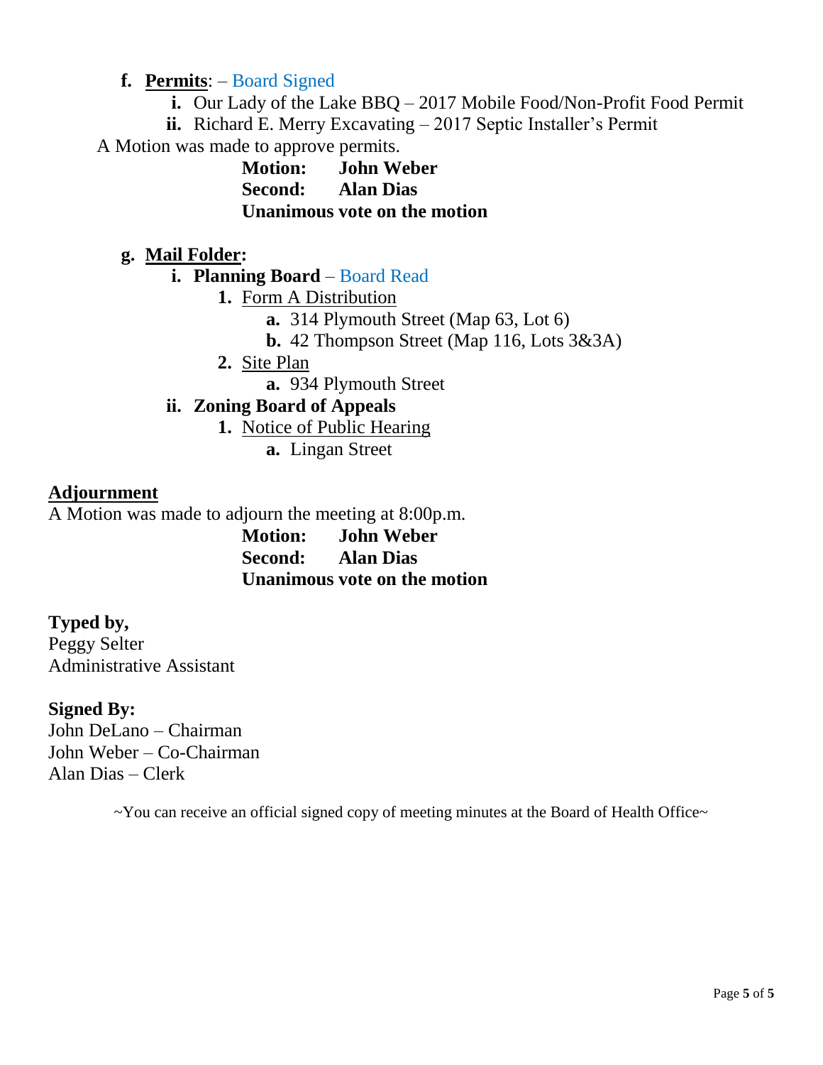- **f. Permits**: – Board Signed
  - **i.** Our Lady of the Lake BBQ – 2017 Mobile Food/Non-Profit Food Permit
  - **ii.** Richard E. Merry Excavating – 2017 Septic Installer's Permit

A Motion was made to approve permits.

**Motion: John Weber**
**Second: Alan Dias**
**Unanimous vote on the motion**

- **g. Mail Folder:**
  - **i. Planning Board** – Board Read
    - **1.** Form A Distribution
      - **a.** 314 Plymouth Street (Map 63, Lot 6)
      - **b.** 42 Thompson Street (Map 116, Lots 3&3A)
    - **2.** Site Plan
      - **a.** 934 Plymouth Street
  - **ii. Zoning Board of Appeals**
    - **1.** Notice of Public Hearing
      - **a.** Lingan Street

## Adjournment

A Motion was made to adjourn the meeting at 8:00p.m.

**Motion: John Weber**
**Second: Alan Dias**
**Unanimous vote on the motion**

**Typed by,**
Peggy Selter
Administrative Assistant

**Signed By:**
John DeLano – Chairman
John Weber – Co-Chairman
Alan Dias – Clerk

~You can receive an official signed copy of meeting minutes at the Board of Health Office~